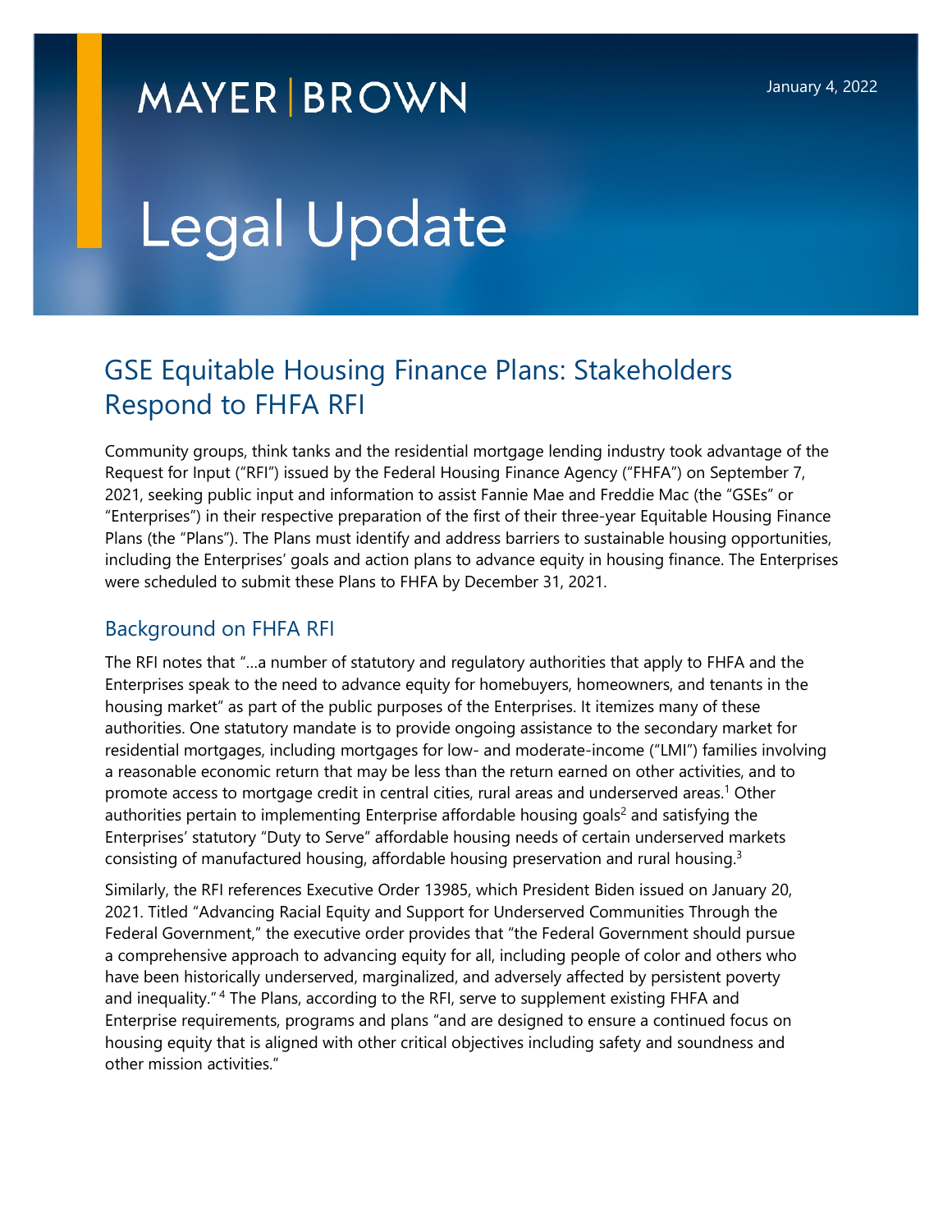MAYER | BROWN

January 4, 2022

# Legal Update

## GSE Equitable Housing Finance Plans: Stakeholders Respond to FHFA RFI

Community groups, think tanks and the residential mortgage lending industry took advantage of the Request for Input ("RFI") issued by the Federal Housing Finance Agency ("FHFA") on September 7, 2021, seeking public input and information to assist Fannie Mae and Freddie Mac (the "GSEs" or "Enterprises") in their respective preparation of the first of their three-year Equitable Housing Finance Plans (the "Plans"). The Plans must identify and address barriers to sustainable housing opportunities, including the Enterprises' goals and action plans to advance equity in housing finance. The Enterprises were scheduled to submit these Plans to FHFA by December 31, 2021.

### Background on FHFA RFI

The RFI notes that "…a number of statutory and regulatory authorities that apply to FHFA and the Enterprises speak to the need to advance equity for homebuyers, homeowners, and tenants in the housing market" as part of the public purposes of the Enterprises. It itemizes many of these authorities. One statutory mandate is to provide ongoing assistance to the secondary market for residential mortgages, including mortgages for low- and moderate-income ("LMI") families involving a reasonable economic return that may be less than the return earned on other activities, and to promote access to mortgage credit in central cities, rural areas and underserved areas.[1] Other authorities pertain to implementing Enterprise affordable housing goals[2] and satisfying the Enterprises' statutory "Duty to Serve" affordable housing needs of certain underserved markets consisting of manufactured housing, affordable housing preservation and rural housing.[3]

Similarly, the RFI references Executive Order 13985, which President Biden issued on January 20, 2021. Titled "Advancing Racial Equity and Support for Underserved Communities Through the Federal Government," the executive order provides that "the Federal Government should pursue a comprehensive approach to advancing equity for all, including people of color and others who have been historically underserved, marginalized, and adversely affected by persistent poverty and inequality."[4] The Plans, according to the RFI, serve to supplement existing FHFA and Enterprise requirements, programs and plans "and are designed to ensure a continued focus on housing equity that is aligned with other critical objectives including safety and soundness and other mission activities."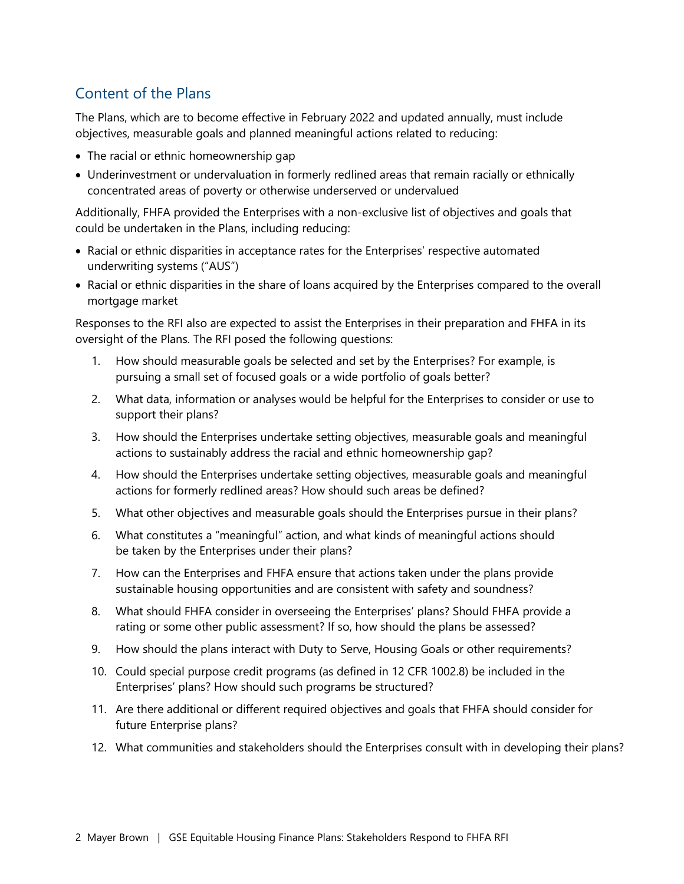## Content of the Plans

The Plans, which are to become effective in February 2022 and updated annually, must include objectives, measurable goals and planned meaningful actions related to reducing:

- The racial or ethnic homeownership gap
- Underinvestment or undervaluation in formerly redlined areas that remain racially or ethnically concentrated areas of poverty or otherwise underserved or undervalued

Additionally, FHFA provided the Enterprises with a non-exclusive list of objectives and goals that could be undertaken in the Plans, including reducing:

- Racial or ethnic disparities in acceptance rates for the Enterprises' respective automated underwriting systems ("AUS")
- Racial or ethnic disparities in the share of loans acquired by the Enterprises compared to the overall mortgage market

Responses to the RFI also are expected to assist the Enterprises in their preparation and FHFA in its oversight of the Plans. The RFI posed the following questions:

1. How should measurable goals be selected and set by the Enterprises? For example, is pursuing a small set of focused goals or a wide portfolio of goals better?
2. What data, information or analyses would be helpful for the Enterprises to consider or use to support their plans?
3. How should the Enterprises undertake setting objectives, measurable goals and meaningful actions to sustainably address the racial and ethnic homeownership gap?
4. How should the Enterprises undertake setting objectives, measurable goals and meaningful actions for formerly redlined areas? How should such areas be defined?
5. What other objectives and measurable goals should the Enterprises pursue in their plans?
6. What constitutes a "meaningful" action, and what kinds of meaningful actions should be taken by the Enterprises under their plans?
7. How can the Enterprises and FHFA ensure that actions taken under the plans provide sustainable housing opportunities and are consistent with safety and soundness?
8. What should FHFA consider in overseeing the Enterprises' plans? Should FHFA provide a rating or some other public assessment? If so, how should the plans be assessed?
9. How should the plans interact with Duty to Serve, Housing Goals or other requirements?
10. Could special purpose credit programs (as defined in 12 CFR 1002.8) be included in the Enterprises' plans? How should such programs be structured?
11. Are there additional or different required objectives and goals that FHFA should consider for future Enterprise plans?
12. What communities and stakeholders should the Enterprises consult with in developing their plans?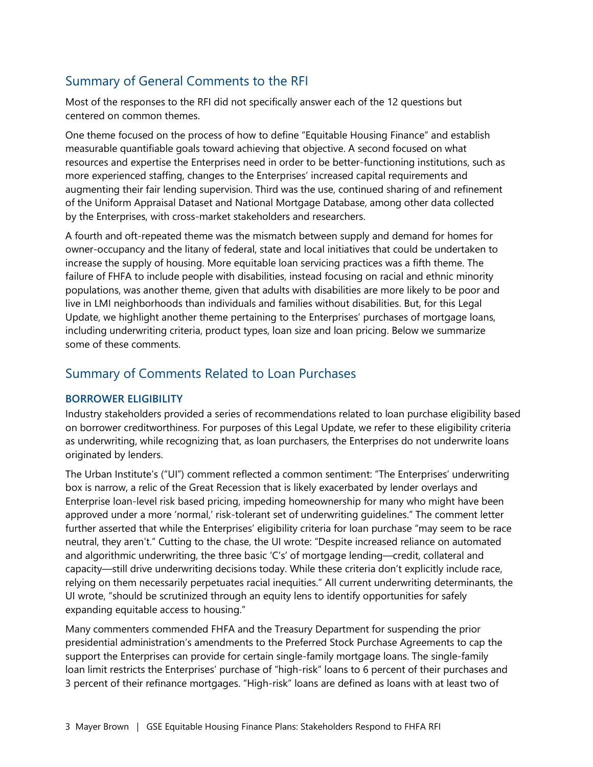## Summary of General Comments to the RFI

Most of the responses to the RFI did not specifically answer each of the 12 questions but centered on common themes.

One theme focused on the process of how to define "Equitable Housing Finance" and establish measurable quantifiable goals toward achieving that objective. A second focused on what resources and expertise the Enterprises need in order to be better-functioning institutions, such as more experienced staffing, changes to the Enterprises' increased capital requirements and augmenting their fair lending supervision. Third was the use, continued sharing of and refinement of the Uniform Appraisal Dataset and National Mortgage Database, among other data collected by the Enterprises, with cross-market stakeholders and researchers.

A fourth and oft-repeated theme was the mismatch between supply and demand for homes for owner-occupancy and the litany of federal, state and local initiatives that could be undertaken to increase the supply of housing. More equitable loan servicing practices was a fifth theme. The failure of FHFA to include people with disabilities, instead focusing on racial and ethnic minority populations, was another theme, given that adults with disabilities are more likely to be poor and live in LMI neighborhoods than individuals and families without disabilities. But, for this Legal Update, we highlight another theme pertaining to the Enterprises' purchases of mortgage loans, including underwriting criteria, product types, loan size and loan pricing. Below we summarize some of these comments.

## Summary of Comments Related to Loan Purchases

### BORROWER ELIGIBILITY

Industry stakeholders provided a series of recommendations related to loan purchase eligibility based on borrower creditworthiness. For purposes of this Legal Update, we refer to these eligibility criteria as underwriting, while recognizing that, as loan purchasers, the Enterprises do not underwrite loans originated by lenders.

The Urban Institute's ("UI") comment reflected a common sentiment: "The Enterprises' underwriting box is narrow, a relic of the Great Recession that is likely exacerbated by lender overlays and Enterprise loan-level risk based pricing, impeding homeownership for many who might have been approved under a more 'normal,' risk-tolerant set of underwriting guidelines." The comment letter further asserted that while the Enterprises' eligibility criteria for loan purchase "may seem to be race neutral, they aren't." Cutting to the chase, the UI wrote: "Despite increased reliance on automated and algorithmic underwriting, the three basic 'C's' of mortgage lending—credit, collateral and capacity—still drive underwriting decisions today. While these criteria don't explicitly include race, relying on them necessarily perpetuates racial inequities." All current underwriting determinants, the UI wrote, "should be scrutinized through an equity lens to identify opportunities for safely expanding equitable access to housing."

Many commenters commended FHFA and the Treasury Department for suspending the prior presidential administration's amendments to the Preferred Stock Purchase Agreements to cap the support the Enterprises can provide for certain single-family mortgage loans. The single-family loan limit restricts the Enterprises' purchase of "high-risk" loans to 6 percent of their purchases and 3 percent of their refinance mortgages. "High-risk" loans are defined as loans with at least two of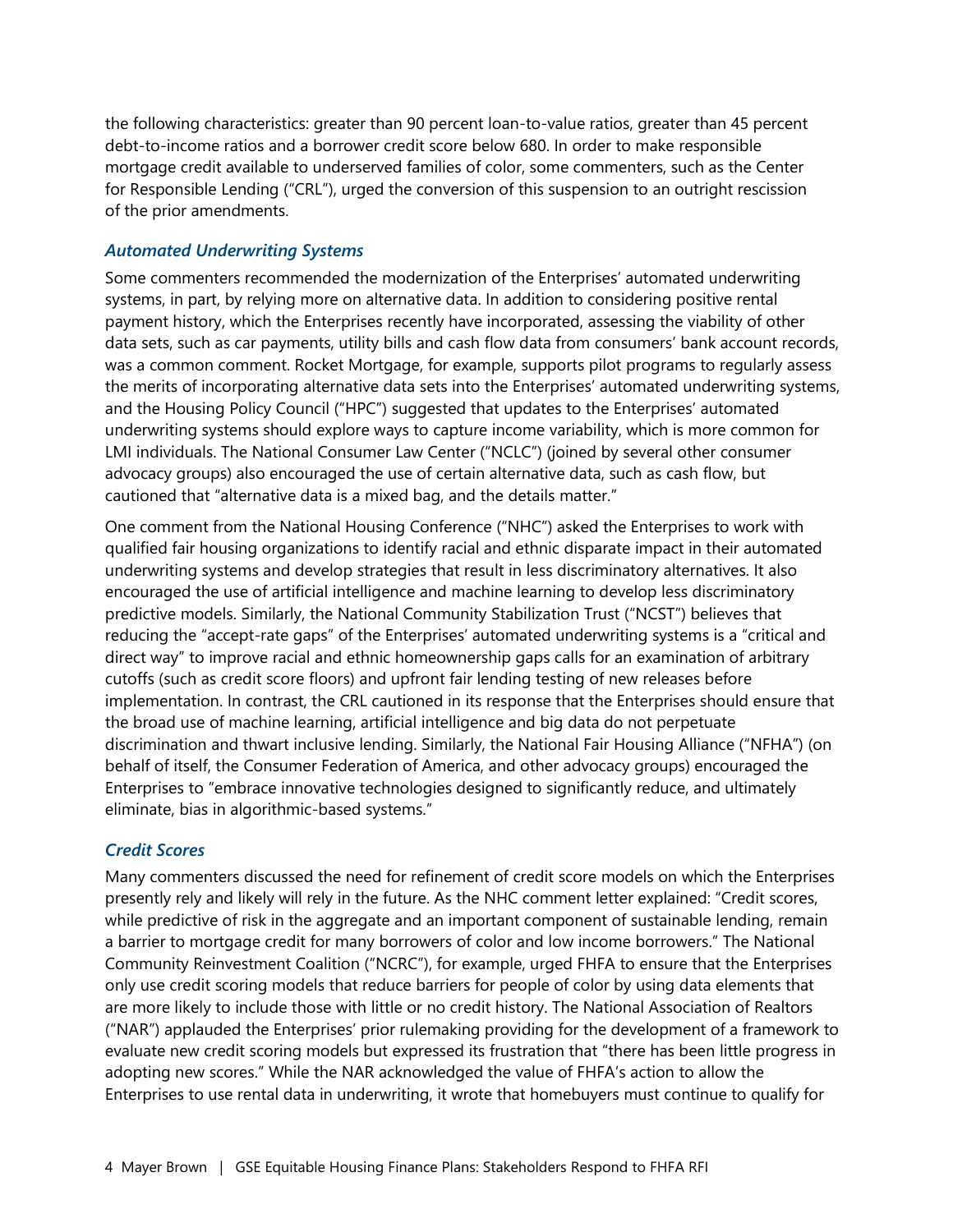the following characteristics: greater than 90 percent loan-to-value ratios, greater than 45 percent debt-to-income ratios and a borrower credit score below 680. In order to make responsible mortgage credit available to underserved families of color, some commenters, such as the Center for Responsible Lending ("CRL"), urged the conversion of this suspension to an outright rescission of the prior amendments.

### *Automated Underwriting Systems*

Some commenters recommended the modernization of the Enterprises' automated underwriting systems, in part, by relying more on alternative data. In addition to considering positive rental payment history, which the Enterprises recently have incorporated, assessing the viability of other data sets, such as car payments, utility bills and cash flow data from consumers' bank account records, was a common comment. Rocket Mortgage, for example, supports pilot programs to regularly assess the merits of incorporating alternative data sets into the Enterprises' automated underwriting systems, and the Housing Policy Council ("HPC") suggested that updates to the Enterprises' automated underwriting systems should explore ways to capture income variability, which is more common for LMI individuals. The National Consumer Law Center ("NCLC") (joined by several other consumer advocacy groups) also encouraged the use of certain alternative data, such as cash flow, but cautioned that "alternative data is a mixed bag, and the details matter."

One comment from the National Housing Conference ("NHC") asked the Enterprises to work with qualified fair housing organizations to identify racial and ethnic disparate impact in their automated underwriting systems and develop strategies that result in less discriminatory alternatives. It also encouraged the use of artificial intelligence and machine learning to develop less discriminatory predictive models. Similarly, the National Community Stabilization Trust ("NCST") believes that reducing the "accept-rate gaps" of the Enterprises' automated underwriting systems is a "critical and direct way" to improve racial and ethnic homeownership gaps calls for an examination of arbitrary cutoffs (such as credit score floors) and upfront fair lending testing of new releases before implementation. In contrast, the CRL cautioned in its response that the Enterprises should ensure that the broad use of machine learning, artificial intelligence and big data do not perpetuate discrimination and thwart inclusive lending. Similarly, the National Fair Housing Alliance ("NFHA") (on behalf of itself, the Consumer Federation of America, and other advocacy groups) encouraged the Enterprises to "embrace innovative technologies designed to significantly reduce, and ultimately eliminate, bias in algorithmic-based systems."

### *Credit Scores*

Many commenters discussed the need for refinement of credit score models on which the Enterprises presently rely and likely will rely in the future. As the NHC comment letter explained: "Credit scores, while predictive of risk in the aggregate and an important component of sustainable lending, remain a barrier to mortgage credit for many borrowers of color and low income borrowers." The National Community Reinvestment Coalition ("NCRC"), for example, urged FHFA to ensure that the Enterprises only use credit scoring models that reduce barriers for people of color by using data elements that are more likely to include those with little or no credit history. The National Association of Realtors ("NAR") applauded the Enterprises' prior rulemaking providing for the development of a framework to evaluate new credit scoring models but expressed its frustration that "there has been little progress in adopting new scores." While the NAR acknowledged the value of FHFA's action to allow the Enterprises to use rental data in underwriting, it wrote that homebuyers must continue to qualify for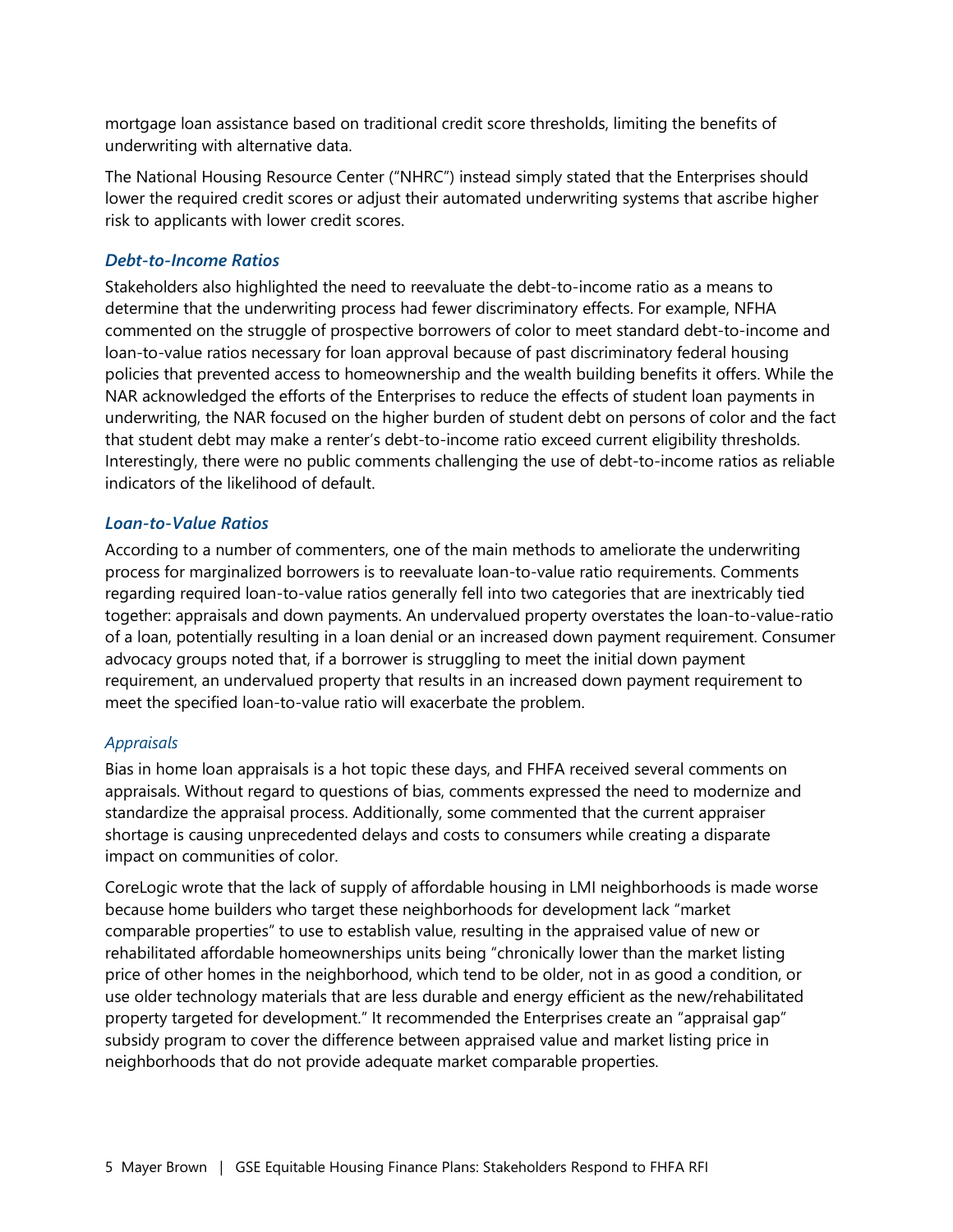mortgage loan assistance based on traditional credit score thresholds, limiting the benefits of underwriting with alternative data.

The National Housing Resource Center ("NHRC") instead simply stated that the Enterprises should lower the required credit scores or adjust their automated underwriting systems that ascribe higher risk to applicants with lower credit scores.

### *Debt-to-Income Ratios*

Stakeholders also highlighted the need to reevaluate the debt-to-income ratio as a means to determine that the underwriting process had fewer discriminatory effects. For example, NFHA commented on the struggle of prospective borrowers of color to meet standard debt-to-income and loan-to-value ratios necessary for loan approval because of past discriminatory federal housing policies that prevented access to homeownership and the wealth building benefits it offers. While the NAR acknowledged the efforts of the Enterprises to reduce the effects of student loan payments in underwriting, the NAR focused on the higher burden of student debt on persons of color and the fact that student debt may make a renter's debt-to-income ratio exceed current eligibility thresholds. Interestingly, there were no public comments challenging the use of debt-to-income ratios as reliable indicators of the likelihood of default.

### *Loan-to-Value Ratios*

According to a number of commenters, one of the main methods to ameliorate the underwriting process for marginalized borrowers is to reevaluate loan-to-value ratio requirements. Comments regarding required loan-to-value ratios generally fell into two categories that are inextricably tied together: appraisals and down payments. An undervalued property overstates the loan-to-value-ratio of a loan, potentially resulting in a loan denial or an increased down payment requirement. Consumer advocacy groups noted that, if a borrower is struggling to meet the initial down payment requirement, an undervalued property that results in an increased down payment requirement to meet the specified loan-to-value ratio will exacerbate the problem.

#### *Appraisals*

Bias in home loan appraisals is a hot topic these days, and FHFA received several comments on appraisals. Without regard to questions of bias, comments expressed the need to modernize and standardize the appraisal process. Additionally, some commented that the current appraiser shortage is causing unprecedented delays and costs to consumers while creating a disparate impact on communities of color.

CoreLogic wrote that the lack of supply of affordable housing in LMI neighborhoods is made worse because home builders who target these neighborhoods for development lack "market comparable properties" to use to establish value, resulting in the appraised value of new or rehabilitated affordable homeownerships units being "chronically lower than the market listing price of other homes in the neighborhood, which tend to be older, not in as good a condition, or use older technology materials that are less durable and energy efficient as the new/rehabilitated property targeted for development." It recommended the Enterprises create an "appraisal gap" subsidy program to cover the difference between appraised value and market listing price in neighborhoods that do not provide adequate market comparable properties.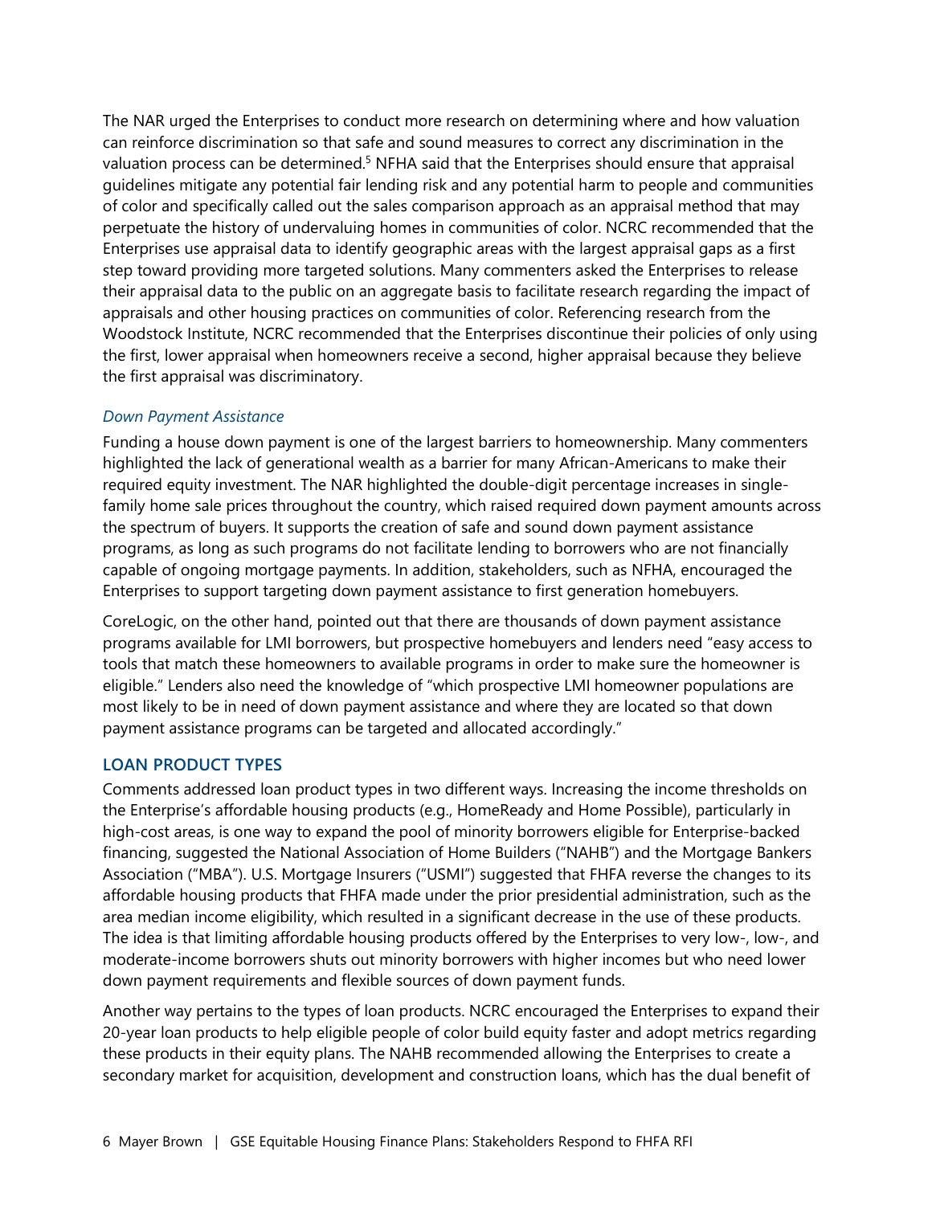The NAR urged the Enterprises to conduct more research on determining where and how valuation can reinforce discrimination so that safe and sound measures to correct any discrimination in the valuation process can be determined.[5] NFHA said that the Enterprises should ensure that appraisal guidelines mitigate any potential fair lending risk and any potential harm to people and communities of color and specifically called out the sales comparison approach as an appraisal method that may perpetuate the history of undervaluing homes in communities of color. NCRC recommended that the Enterprises use appraisal data to identify geographic areas with the largest appraisal gaps as a first step toward providing more targeted solutions. Many commenters asked the Enterprises to release their appraisal data to the public on an aggregate basis to facilitate research regarding the impact of appraisals and other housing practices on communities of color. Referencing research from the Woodstock Institute, NCRC recommended that the Enterprises discontinue their policies of only using the first, lower appraisal when homeowners receive a second, higher appraisal because they believe the first appraisal was discriminatory.

*Down Payment Assistance*

Funding a house down payment is one of the largest barriers to homeownership. Many commenters highlighted the lack of generational wealth as a barrier for many African-Americans to make their required equity investment. The NAR highlighted the double-digit percentage increases in single-family home sale prices throughout the country, which raised required down payment amounts across the spectrum of buyers. It supports the creation of safe and sound down payment assistance programs, as long as such programs do not facilitate lending to borrowers who are not financially capable of ongoing mortgage payments. In addition, stakeholders, such as NFHA, encouraged the Enterprises to support targeting down payment assistance to first generation homebuyers.

CoreLogic, on the other hand, pointed out that there are thousands of down payment assistance programs available for LMI borrowers, but prospective homebuyers and lenders need "easy access to tools that match these homeowners to available programs in order to make sure the homeowner is eligible." Lenders also need the knowledge of "which prospective LMI homeowner populations are most likely to be in need of down payment assistance and where they are located so that down payment assistance programs can be targeted and allocated accordingly."

## LOAN PRODUCT TYPES

Comments addressed loan product types in two different ways. Increasing the income thresholds on the Enterprise's affordable housing products (e.g., HomeReady and Home Possible), particularly in high-cost areas, is one way to expand the pool of minority borrowers eligible for Enterprise-backed financing, suggested the National Association of Home Builders ("NAHB") and the Mortgage Bankers Association ("MBA"). U.S. Mortgage Insurers ("USMI") suggested that FHFA reverse the changes to its affordable housing products that FHFA made under the prior presidential administration, such as the area median income eligibility, which resulted in a significant decrease in the use of these products. The idea is that limiting affordable housing products offered by the Enterprises to very low-, low-, and moderate-income borrowers shuts out minority borrowers with higher incomes but who need lower down payment requirements and flexible sources of down payment funds.

Another way pertains to the types of loan products. NCRC encouraged the Enterprises to expand their 20-year loan products to help eligible people of color build equity faster and adopt metrics regarding these products in their equity plans. The NAHB recommended allowing the Enterprises to create a secondary market for acquisition, development and construction loans, which has the dual benefit of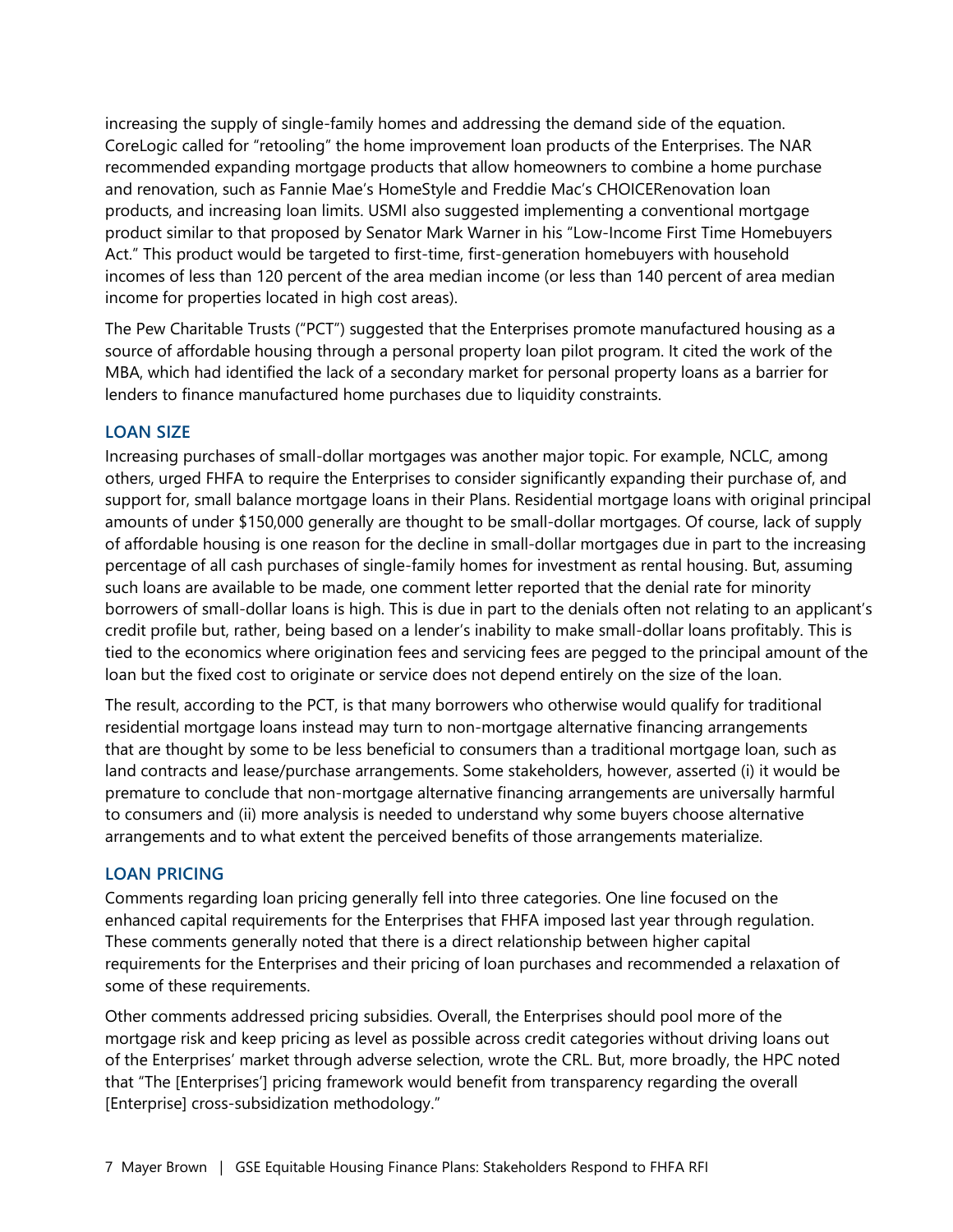increasing the supply of single-family homes and addressing the demand side of the equation. CoreLogic called for "retooling" the home improvement loan products of the Enterprises. The NAR recommended expanding mortgage products that allow homeowners to combine a home purchase and renovation, such as Fannie Mae's HomeStyle and Freddie Mac's CHOICERenovation loan products, and increasing loan limits. USMI also suggested implementing a conventional mortgage product similar to that proposed by Senator Mark Warner in his "Low-Income First Time Homebuyers Act." This product would be targeted to first-time, first-generation homebuyers with household incomes of less than 120 percent of the area median income (or less than 140 percent of area median income for properties located in high cost areas).

The Pew Charitable Trusts ("PCT") suggested that the Enterprises promote manufactured housing as a source of affordable housing through a personal property loan pilot program. It cited the work of the MBA, which had identified the lack of a secondary market for personal property loans as a barrier for lenders to finance manufactured home purchases due to liquidity constraints.

## LOAN SIZE

Increasing purchases of small-dollar mortgages was another major topic. For example, NCLC, among others, urged FHFA to require the Enterprises to consider significantly expanding their purchase of, and support for, small balance mortgage loans in their Plans. Residential mortgage loans with original principal amounts of under $150,000 generally are thought to be small-dollar mortgages. Of course, lack of supply of affordable housing is one reason for the decline in small-dollar mortgages due in part to the increasing percentage of all cash purchases of single-family homes for investment as rental housing. But, assuming such loans are available to be made, one comment letter reported that the denial rate for minority borrowers of small-dollar loans is high. This is due in part to the denials often not relating to an applicant's credit profile but, rather, being based on a lender's inability to make small-dollar loans profitably. This is tied to the economics where origination fees and servicing fees are pegged to the principal amount of the loan but the fixed cost to originate or service does not depend entirely on the size of the loan.

The result, according to the PCT, is that many borrowers who otherwise would qualify for traditional residential mortgage loans instead may turn to non-mortgage alternative financing arrangements that are thought by some to be less beneficial to consumers than a traditional mortgage loan, such as land contracts and lease/purchase arrangements. Some stakeholders, however, asserted (i) it would be premature to conclude that non-mortgage alternative financing arrangements are universally harmful to consumers and (ii) more analysis is needed to understand why some buyers choose alternative arrangements and to what extent the perceived benefits of those arrangements materialize.

## LOAN PRICING

Comments regarding loan pricing generally fell into three categories. One line focused on the enhanced capital requirements for the Enterprises that FHFA imposed last year through regulation. These comments generally noted that there is a direct relationship between higher capital requirements for the Enterprises and their pricing of loan purchases and recommended a relaxation of some of these requirements.

Other comments addressed pricing subsidies. Overall, the Enterprises should pool more of the mortgage risk and keep pricing as level as possible across credit categories without driving loans out of the Enterprises' market through adverse selection, wrote the CRL. But, more broadly, the HPC noted that "The [Enterprises'] pricing framework would benefit from transparency regarding the overall [Enterprise] cross-subsidization methodology."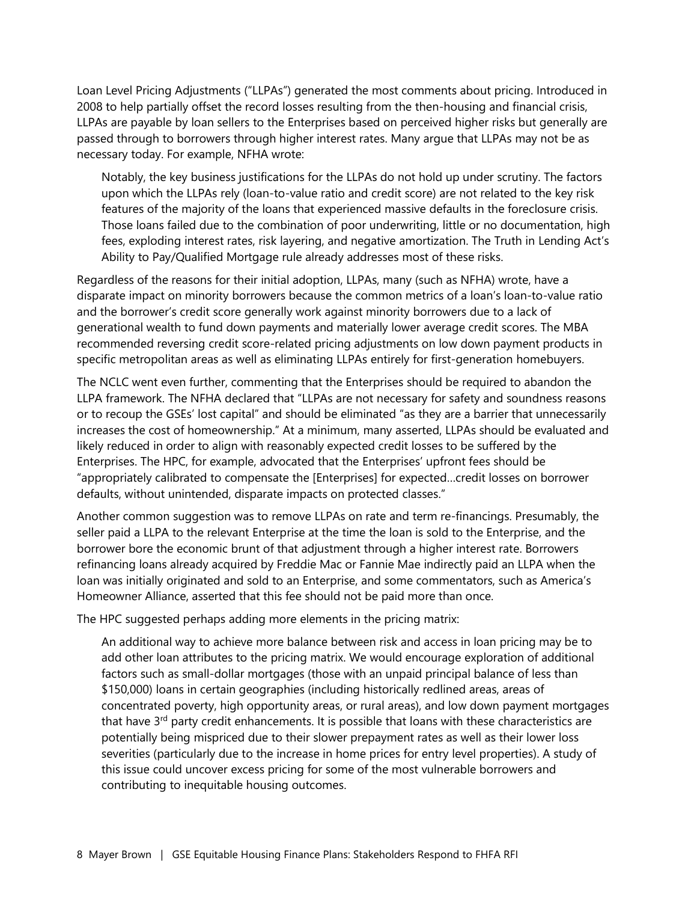Loan Level Pricing Adjustments ("LLPAs") generated the most comments about pricing. Introduced in 2008 to help partially offset the record losses resulting from the then-housing and financial crisis, LLPAs are payable by loan sellers to the Enterprises based on perceived higher risks but generally are passed through to borrowers through higher interest rates. Many argue that LLPAs may not be as necessary today. For example, NFHA wrote:

> Notably, the key business justifications for the LLPAs do not hold up under scrutiny. The factors upon which the LLPAs rely (loan-to-value ratio and credit score) are not related to the key risk features of the majority of the loans that experienced massive defaults in the foreclosure crisis. Those loans failed due to the combination of poor underwriting, little or no documentation, high fees, exploding interest rates, risk layering, and negative amortization. The Truth in Lending Act's Ability to Pay/Qualified Mortgage rule already addresses most of these risks.

Regardless of the reasons for their initial adoption, LLPAs, many (such as NFHA) wrote, have a disparate impact on minority borrowers because the common metrics of a loan's loan-to-value ratio and the borrower's credit score generally work against minority borrowers due to a lack of generational wealth to fund down payments and materially lower average credit scores. The MBA recommended reversing credit score-related pricing adjustments on low down payment products in specific metropolitan areas as well as eliminating LLPAs entirely for first-generation homebuyers.

The NCLC went even further, commenting that the Enterprises should be required to abandon the LLPA framework. The NFHA declared that "LLPAs are not necessary for safety and soundness reasons or to recoup the GSEs' lost capital" and should be eliminated "as they are a barrier that unnecessarily increases the cost of homeownership." At a minimum, many asserted, LLPAs should be evaluated and likely reduced in order to align with reasonably expected credit losses to be suffered by the Enterprises. The HPC, for example, advocated that the Enterprises' upfront fees should be "appropriately calibrated to compensate the [Enterprises] for expected…credit losses on borrower defaults, without unintended, disparate impacts on protected classes."

Another common suggestion was to remove LLPAs on rate and term re-financings. Presumably, the seller paid a LLPA to the relevant Enterprise at the time the loan is sold to the Enterprise, and the borrower bore the economic brunt of that adjustment through a higher interest rate. Borrowers refinancing loans already acquired by Freddie Mac or Fannie Mae indirectly paid an LLPA when the loan was initially originated and sold to an Enterprise, and some commentators, such as America's Homeowner Alliance, asserted that this fee should not be paid more than once.

The HPC suggested perhaps adding more elements in the pricing matrix:

> An additional way to achieve more balance between risk and access in loan pricing may be to add other loan attributes to the pricing matrix. We would encourage exploration of additional factors such as small-dollar mortgages (those with an unpaid principal balance of less than $150,000) loans in certain geographies (including historically redlined areas, areas of concentrated poverty, high opportunity areas, or rural areas), and low down payment mortgages that have 3rd party credit enhancements. It is possible that loans with these characteristics are potentially being mispriced due to their slower prepayment rates as well as their lower loss severities (particularly due to the increase in home prices for entry level properties). A study of this issue could uncover excess pricing for some of the most vulnerable borrowers and contributing to inequitable housing outcomes.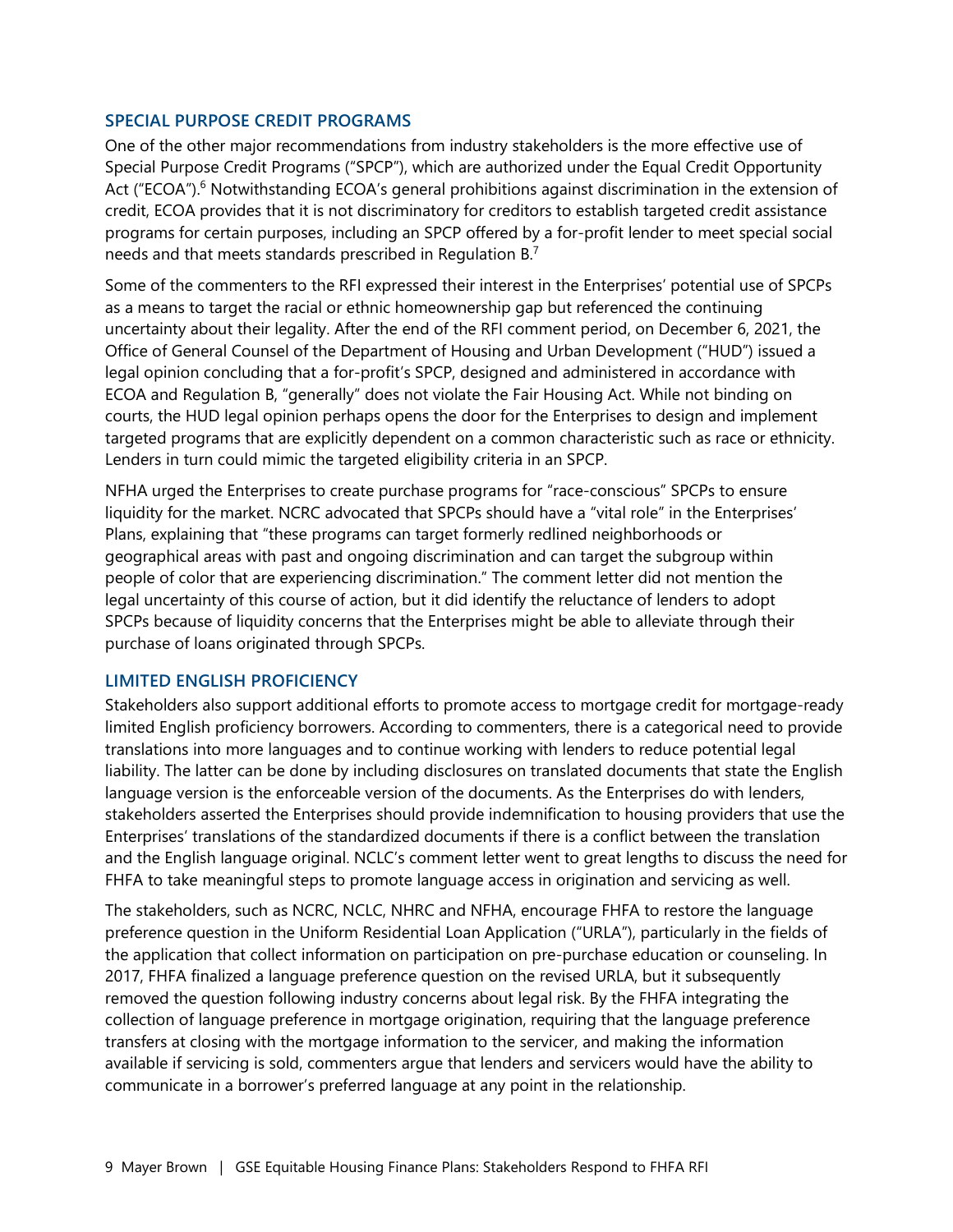## SPECIAL PURPOSE CREDIT PROGRAMS

One of the other major recommendations from industry stakeholders is the more effective use of Special Purpose Credit Programs ("SPCP"), which are authorized under the Equal Credit Opportunity Act ("ECOA").[6] Notwithstanding ECOA's general prohibitions against discrimination in the extension of credit, ECOA provides that it is not discriminatory for creditors to establish targeted credit assistance programs for certain purposes, including an SPCP offered by a for-profit lender to meet special social needs and that meets standards prescribed in Regulation B.[7]

Some of the commenters to the RFI expressed their interest in the Enterprises' potential use of SPCPs as a means to target the racial or ethnic homeownership gap but referenced the continuing uncertainty about their legality. After the end of the RFI comment period, on December 6, 2021, the Office of General Counsel of the Department of Housing and Urban Development ("HUD") issued a legal opinion concluding that a for-profit's SPCP, designed and administered in accordance with ECOA and Regulation B, "generally" does not violate the Fair Housing Act. While not binding on courts, the HUD legal opinion perhaps opens the door for the Enterprises to design and implement targeted programs that are explicitly dependent on a common characteristic such as race or ethnicity. Lenders in turn could mimic the targeted eligibility criteria in an SPCP.

NFHA urged the Enterprises to create purchase programs for "race-conscious" SPCPs to ensure liquidity for the market. NCRC advocated that SPCPs should have a "vital role" in the Enterprises' Plans, explaining that "these programs can target formerly redlined neighborhoods or geographical areas with past and ongoing discrimination and can target the subgroup within people of color that are experiencing discrimination." The comment letter did not mention the legal uncertainty of this course of action, but it did identify the reluctance of lenders to adopt SPCPs because of liquidity concerns that the Enterprises might be able to alleviate through their purchase of loans originated through SPCPs.

## LIMITED ENGLISH PROFICIENCY

Stakeholders also support additional efforts to promote access to mortgage credit for mortgage-ready limited English proficiency borrowers. According to commenters, there is a categorical need to provide translations into more languages and to continue working with lenders to reduce potential legal liability. The latter can be done by including disclosures on translated documents that state the English language version is the enforceable version of the documents. As the Enterprises do with lenders, stakeholders asserted the Enterprises should provide indemnification to housing providers that use the Enterprises' translations of the standardized documents if there is a conflict between the translation and the English language original. NCLC's comment letter went to great lengths to discuss the need for FHFA to take meaningful steps to promote language access in origination and servicing as well.

The stakeholders, such as NCRC, NCLC, NHRC and NFHA, encourage FHFA to restore the language preference question in the Uniform Residential Loan Application ("URLA"), particularly in the fields of the application that collect information on participation on pre-purchase education or counseling. In 2017, FHFA finalized a language preference question on the revised URLA, but it subsequently removed the question following industry concerns about legal risk. By the FHFA integrating the collection of language preference in mortgage origination, requiring that the language preference transfers at closing with the mortgage information to the servicer, and making the information available if servicing is sold, commenters argue that lenders and servicers would have the ability to communicate in a borrower's preferred language at any point in the relationship.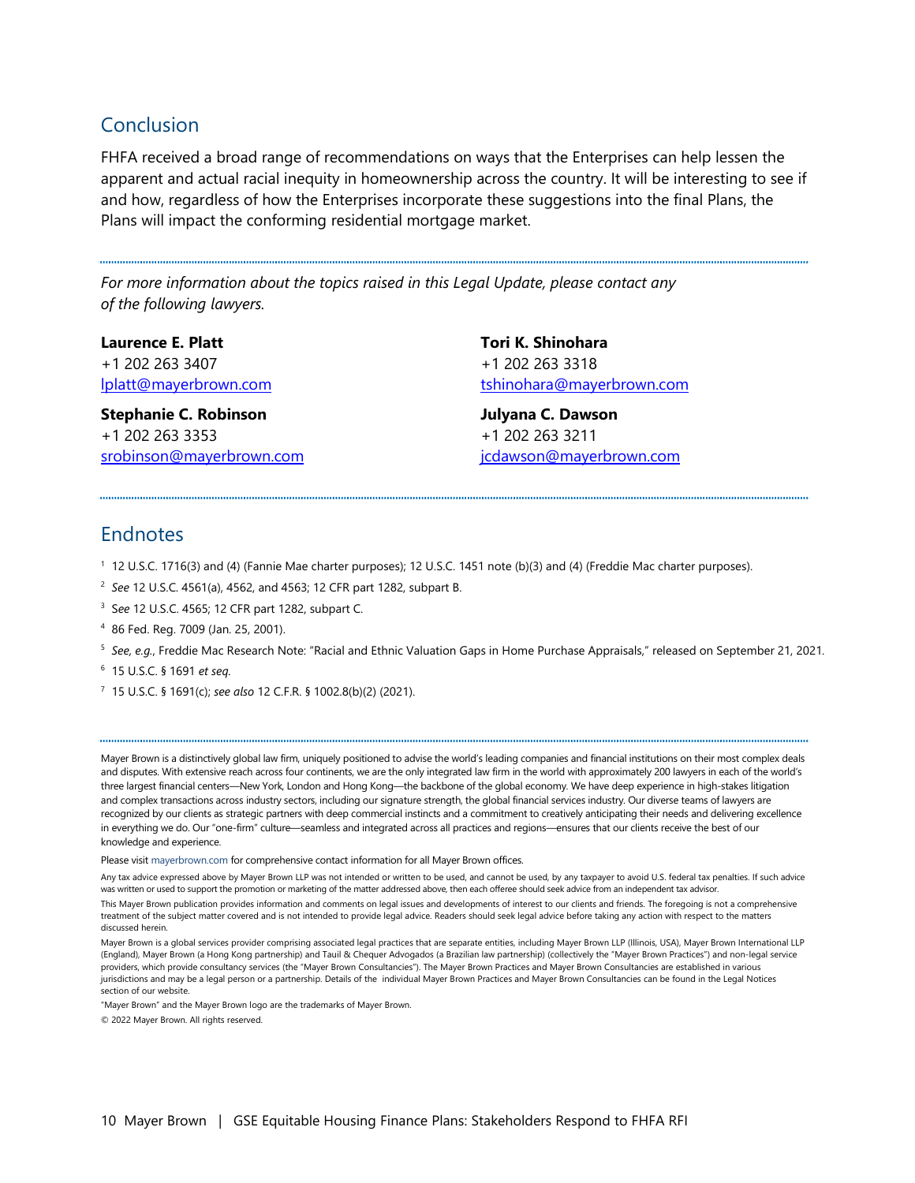## Conclusion

FHFA received a broad range of recommendations on ways that the Enterprises can help lessen the apparent and actual racial inequity in homeownership across the country. It will be interesting to see if and how, regardless of how the Enterprises incorporate these suggestions into the final Plans, the Plans will impact the conforming residential mortgage market.

---

*For more information about the topics raised in this Legal Update, please contact any of the following lawyers.*

**Laurence E. Platt**
+1 202 263 3407
lplatt@mayerbrown.com

**Stephanie C. Robinson**
+1 202 263 3353
srobinson@mayerbrown.com

**Tori K. Shinohara**
+1 202 263 3318
tshinohara@mayerbrown.com

**Julyana C. Dawson**
+1 202 263 3211
jcdawson@mayerbrown.com

---

## Endnotes

[1] 12 U.S.C. 1716(3) and (4) (Fannie Mae charter purposes); 12 U.S.C. 1451 note (b)(3) and (4) (Freddie Mac charter purposes).

[2] *See* 12 U.S.C. 4561(a), 4562, and 4563; 12 CFR part 1282, subpart B.

[3] *See* 12 U.S.C. 4565; 12 CFR part 1282, subpart C.

[4] 86 Fed. Reg. 7009 (Jan. 25, 2001).

[5] *See, e.g.*, Freddie Mac Research Note: "Racial and Ethnic Valuation Gaps in Home Purchase Appraisals," released on September 21, 2021.

[6] 15 U.S.C. § 1691 *et seq.*

[7] 15 U.S.C. § 1691(c); *see also* 12 C.F.R. § 1002.8(b)(2) (2021).

---

Mayer Brown is a distinctively global law firm, uniquely positioned to advise the world's leading companies and financial institutions on their most complex deals and disputes. With extensive reach across four continents, we are the only integrated law firm in the world with approximately 200 lawyers in each of the world's three largest financial centers—New York, London and Hong Kong—the backbone of the global economy. We have deep experience in high-stakes litigation and complex transactions across industry sectors, including our signature strength, the global financial services industry. Our diverse teams of lawyers are recognized by our clients as strategic partners with deep commercial instincts and a commitment to creatively anticipating their needs and delivering excellence in everything we do. Our "one-firm" culture—seamless and integrated across all practices and regions—ensures that our clients receive the best of our knowledge and experience.

Please visit mayerbrown.com for comprehensive contact information for all Mayer Brown offices.

Any tax advice expressed above by Mayer Brown LLP was not intended or written to be used, and cannot be used, by any taxpayer to avoid U.S. federal tax penalties. If such advice was written or used to support the promotion or marketing of the matter addressed above, then each offeree should seek advice from an independent tax advisor.

This Mayer Brown publication provides information and comments on legal issues and developments of interest to our clients and friends. The foregoing is not a comprehensive treatment of the subject matter covered and is not intended to provide legal advice. Readers should seek legal advice before taking any action with respect to the matters discussed herein.

Mayer Brown is a global services provider comprising associated legal practices that are separate entities, including Mayer Brown LLP (Illinois, USA), Mayer Brown International LLP (England), Mayer Brown (a Hong Kong partnership) and Tauil & Chequer Advogados (a Brazilian law partnership) (collectively the "Mayer Brown Practices") and non-legal service providers, which provide consultancy services (the "Mayer Brown Consultancies"). The Mayer Brown Practices and Mayer Brown Consultancies are established in various jurisdictions and may be a legal person or a partnership. Details of the individual Mayer Brown Practices and Mayer Brown Consultancies can be found in the Legal Notices section of our website.

"Mayer Brown" and the Mayer Brown logo are the trademarks of Mayer Brown.

© 2022 Mayer Brown. All rights reserved.